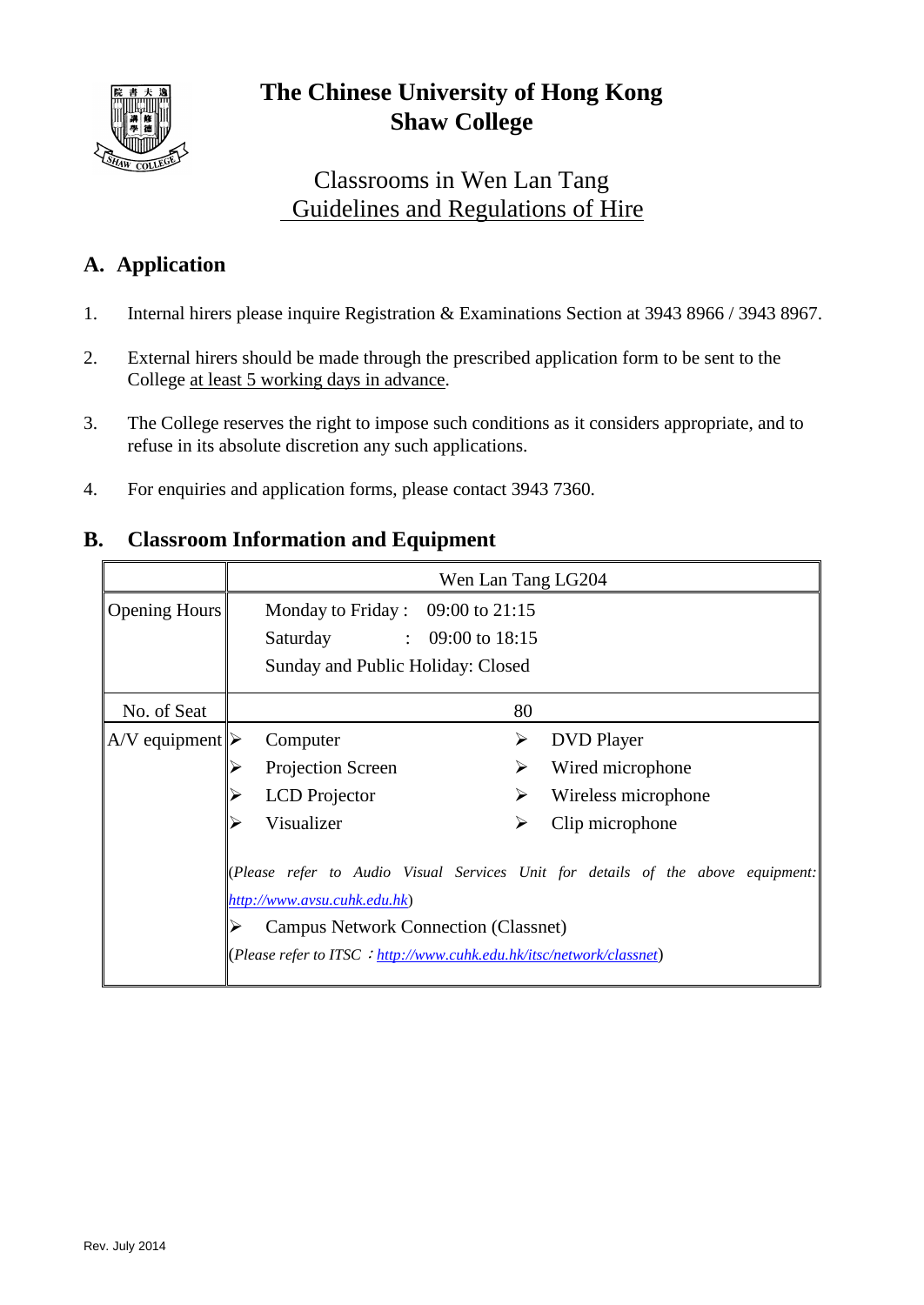# The Chinese University of Hong Kong
# Shaw College

## Classrooms in Wen Lan Tang
## Guidelines and Regulations of Hire

## A. Application

1. Internal hirers please inquire Registration & Examinations Section at 3943 8966 / 3943 8967.

2. External hirers should be made through the prescribed application form to be sent to the College at least 5 working days in advance.

3. The College reserves the right to impose such conditions as it considers appropriate, and to refuse in its absolute discretion any such applications.

4. For enquiries and application forms, please contact 3943 7360.

## B. Classroom Information and Equipment

| | Wen Lan Tang LG204 |
|---|---|
| Opening Hours | Monday to Friday : 09:00 to 21:15<br>Saturday : 09:00 to 18:15<br>Sunday and Public Holiday: Closed |
| No. of Seat | 80 |
| A/V equipment | ➢ Computer ➢ DVD Player<br>➢ Projection Screen ➢ Wired microphone<br>➢ LCD Projector ➢ Wireless microphone<br>➢ Visualizer ➢ Clip microphone<br>(*Please refer to Audio Visual Services Unit for details of the above equipment: http://www.avsu.cuhk.edu.hk*)<br>➢ Campus Network Connection (Classnet)<br>(*Please refer to ITSC：http://www.cuhk.edu.hk/itsc/network/classnet*) |

Rev. July 2014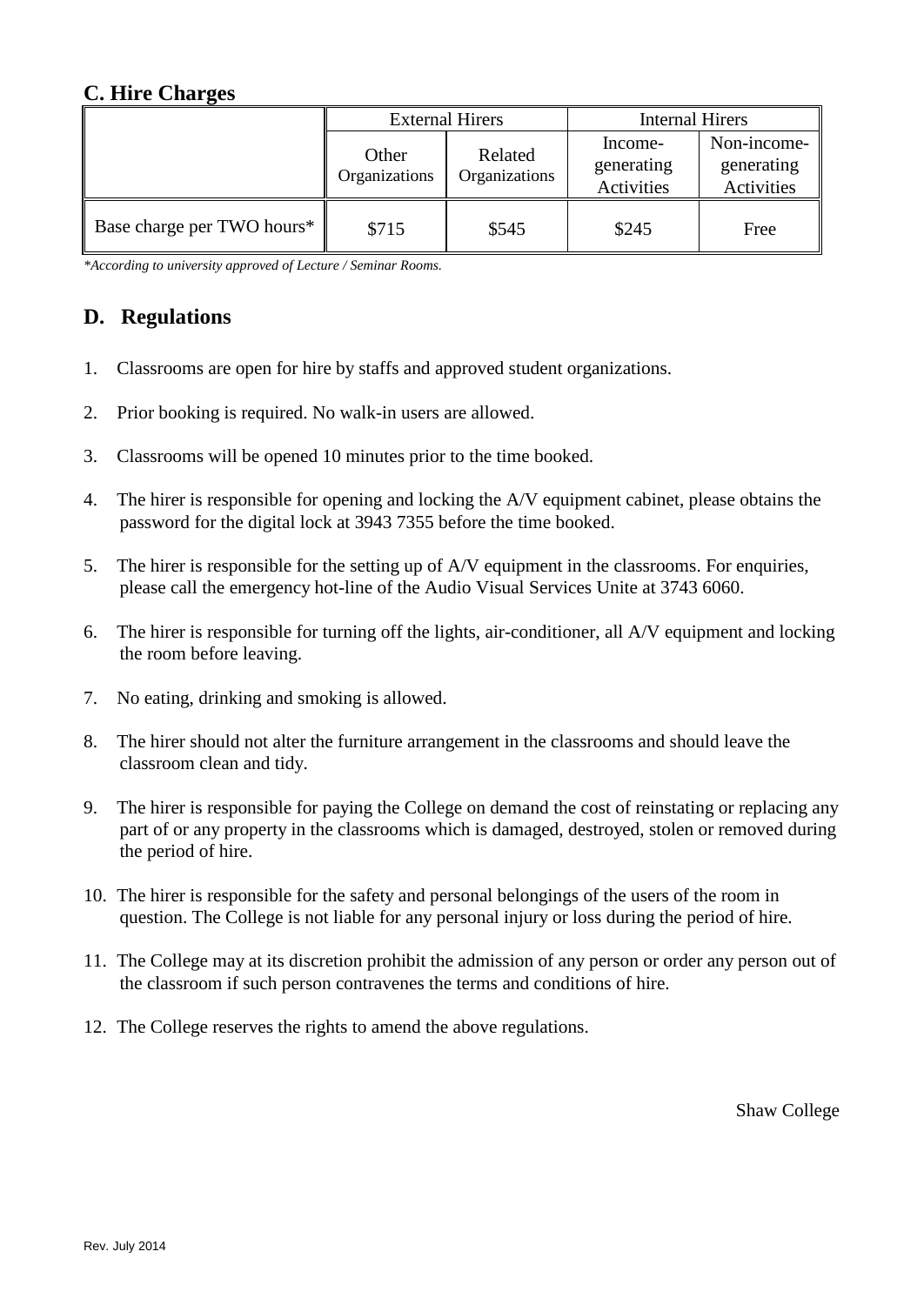## C. Hire Charges

| | External Hirers | | Internal Hirers | |
|---|---|---|---|---|
| | Other Organizations | Related Organizations | Income-generating Activities | Non-income-generating Activities |
| Base charge per TWO hours* | $715 | $545 | $245 | Free |

*According to university approved of Lecture / Seminar Rooms.*

## D. Regulations

1. Classrooms are open for hire by staffs and approved student organizations.
2. Prior booking is required. No walk-in users are allowed.
3. Classrooms will be opened 10 minutes prior to the time booked.
4. The hirer is responsible for opening and locking the A/V equipment cabinet, please obtains the password for the digital lock at 3943 7355 before the time booked.
5. The hirer is responsible for the setting up of A/V equipment in the classrooms. For enquiries, please call the emergency hot-line of the Audio Visual Services Unite at 3743 6060.
6. The hirer is responsible for turning off the lights, air-conditioner, all A/V equipment and locking the room before leaving.
7. No eating, drinking and smoking is allowed.
8. The hirer should not alter the furniture arrangement in the classrooms and should leave the classroom clean and tidy.
9. The hirer is responsible for paying the College on demand the cost of reinstating or replacing any part of or any property in the classrooms which is damaged, destroyed, stolen or removed during the period of hire.
10. The hirer is responsible for the safety and personal belongings of the users of the room in question. The College is not liable for any personal injury or loss during the period of hire.
11. The College may at its discretion prohibit the admission of any person or order any person out of the classroom if such person contravenes the terms and conditions of hire.
12. The College reserves the rights to amend the above regulations.

Shaw College

Rev. July 2014